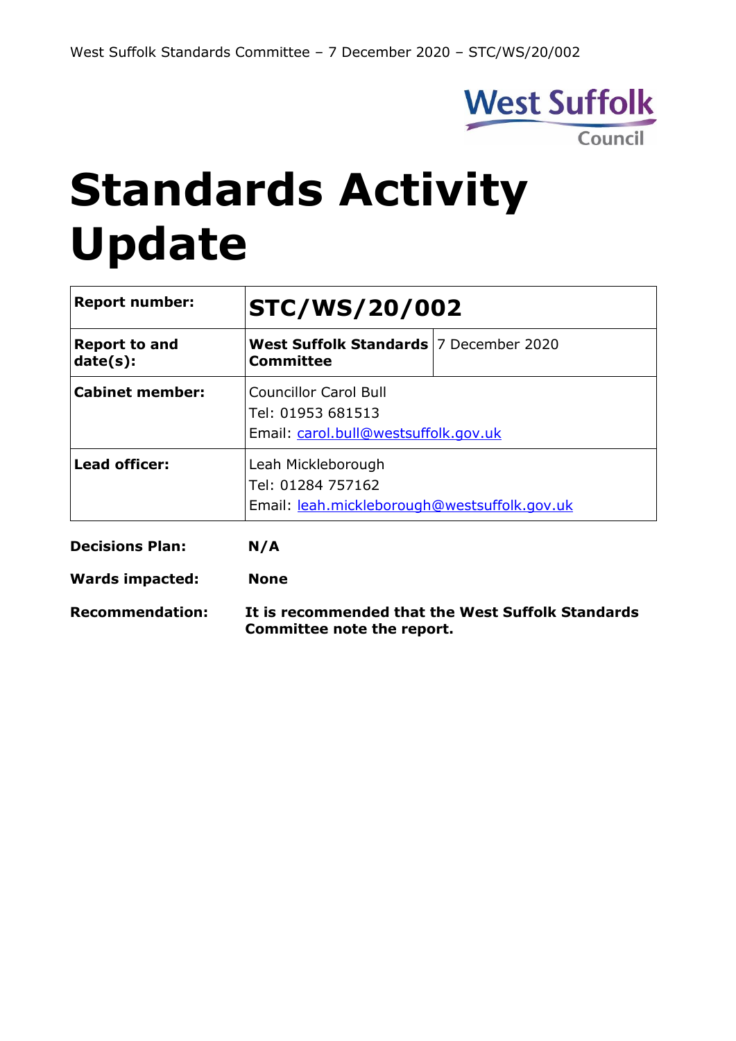# Standards Activity Update

| Report number: | STC/WS/20/002 | |
|---|---|---|
| Report to and date(s): | **West Suffolk Standards Committee** | 7 December 2020 |
| Cabinet member: | Councillor Carol Bull<br>Tel: 01953 681513<br>Email: carol.bull@westsuffolk.gov.uk | |
| Lead officer: | Leah Mickleborough<br>Tel: 01284 757162<br>Email: leah.mickleborough@westsuffolk.gov.uk | |

**Decisions Plan:** **N/A**

**Wards impacted:** **None**

**Recommendation:** **It is recommended that the West Suffolk Standards Committee note the report.**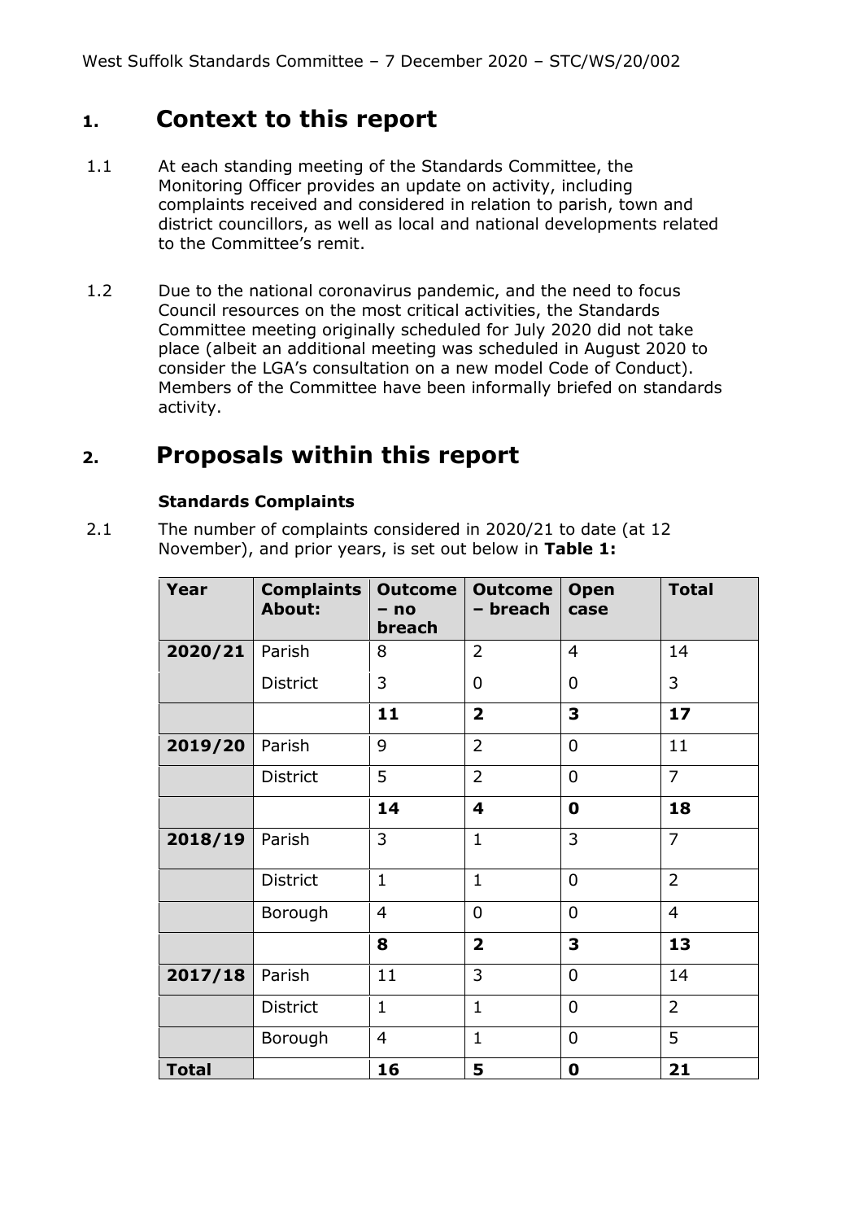# 1. Context to this report

1.1 At each standing meeting of the Standards Committee, the Monitoring Officer provides an update on activity, including complaints received and considered in relation to parish, town and district councillors, as well as local and national developments related to the Committee's remit.

1.2 Due to the national coronavirus pandemic, and the need to focus Council resources on the most critical activities, the Standards Committee meeting originally scheduled for July 2020 did not take place (albeit an additional meeting was scheduled in August 2020 to consider the LGA's consultation on a new model Code of Conduct). Members of the Committee have been informally briefed on standards activity.

# 2. Proposals within this report

### Standards Complaints

2.1 The number of complaints considered in 2020/21 to date (at 12 November), and prior years, is set out below in **Table 1:**

| Year | Complaints About: | Outcome – no breach | Outcome – breach | Open case | Total |
|---|---|---|---|---|---|
| **2020/21** | Parish | 8 | 2 | 4 | 14 |
| | District | 3 | 0 | 0 | 3 |
| | | **11** | **2** | **3** | **17** |
| **2019/20** | Parish | 9 | 2 | 0 | 11 |
| | District | 5 | 2 | 0 | 7 |
| | | **14** | **4** | **0** | **18** |
| **2018/19** | Parish | 3 | 1 | 3 | 7 |
| | District | 1 | 1 | 0 | 2 |
| | Borough | 4 | 0 | 0 | 4 |
| | | **8** | **2** | **3** | **13** |
| **2017/18** | Parish | 11 | 3 | 0 | 14 |
| | District | 1 | 1 | 0 | 2 |
| | Borough | 4 | 1 | 0 | 5 |
| **Total** | | **16** | **5** | **0** | **21** |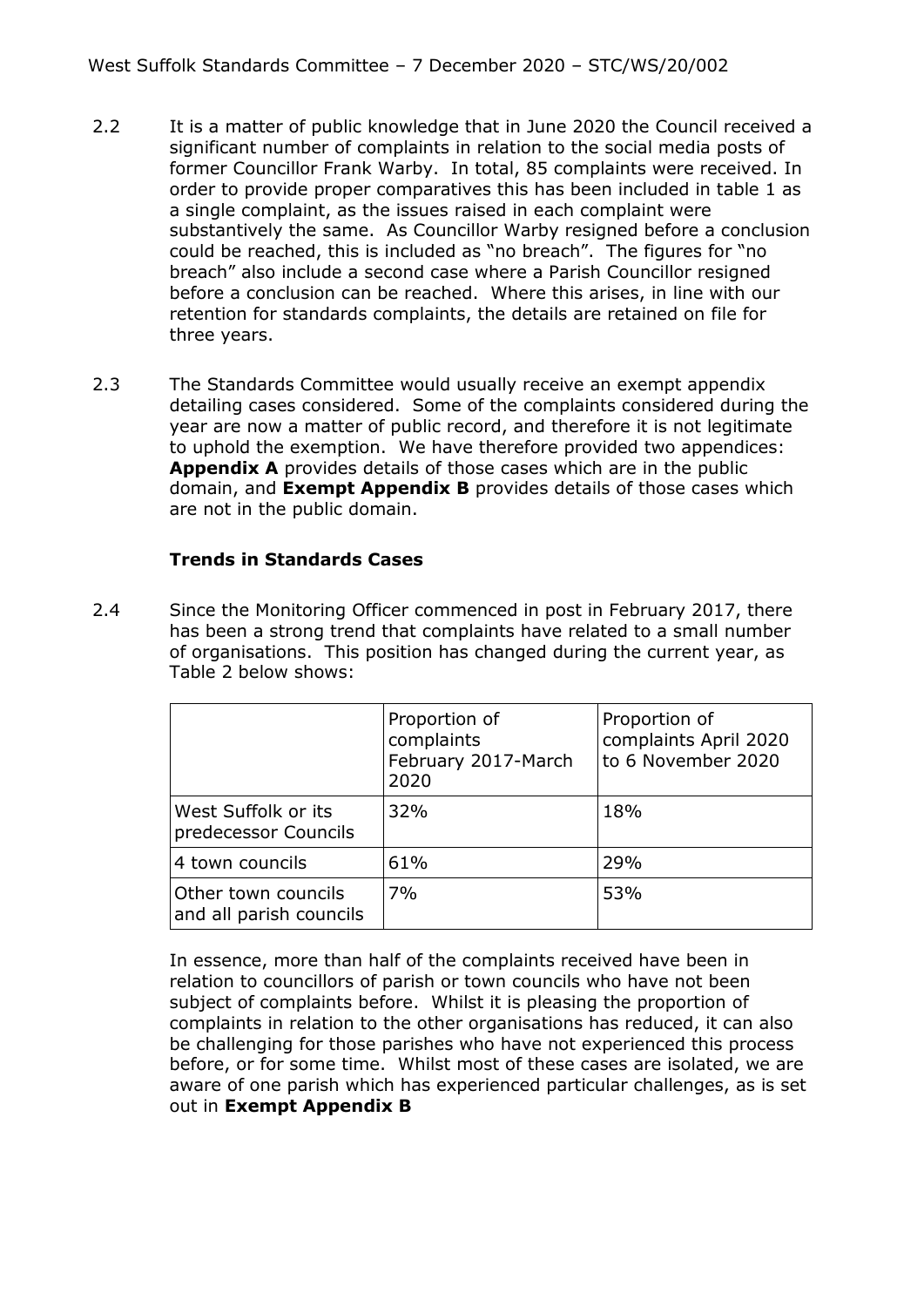2.2 It is a matter of public knowledge that in June 2020 the Council received a significant number of complaints in relation to the social media posts of former Councillor Frank Warby. In total, 85 complaints were received. In order to provide proper comparatives this has been included in table 1 as a single complaint, as the issues raised in each complaint were substantively the same. As Councillor Warby resigned before a conclusion could be reached, this is included as "no breach". The figures for "no breach" also include a second case where a Parish Councillor resigned before a conclusion can be reached. Where this arises, in line with our retention for standards complaints, the details are retained on file for three years.

2.3 The Standards Committee would usually receive an exempt appendix detailing cases considered. Some of the complaints considered during the year are now a matter of public record, and therefore it is not legitimate to uphold the exemption. We have therefore provided two appendices: **Appendix A** provides details of those cases which are in the public domain, and **Exempt Appendix B** provides details of those cases which are not in the public domain.

**Trends in Standards Cases**

2.4 Since the Monitoring Officer commenced in post in February 2017, there has been a strong trend that complaints have related to a small number of organisations. This position has changed during the current year, as Table 2 below shows:

| | Proportion of complaints February 2017-March 2020 | Proportion of complaints April 2020 to 6 November 2020 |
|---|---|---|
| West Suffolk or its predecessor Councils | 32% | 18% |
| 4 town councils | 61% | 29% |
| Other town councils and all parish councils | 7% | 53% |

In essence, more than half of the complaints received have been in relation to councillors of parish or town councils who have not been subject of complaints before. Whilst it is pleasing the proportion of complaints in relation to the other organisations has reduced, it can also be challenging for those parishes who have not experienced this process before, or for some time. Whilst most of these cases are isolated, we are aware of one parish which has experienced particular challenges, as is set out in **Exempt Appendix B**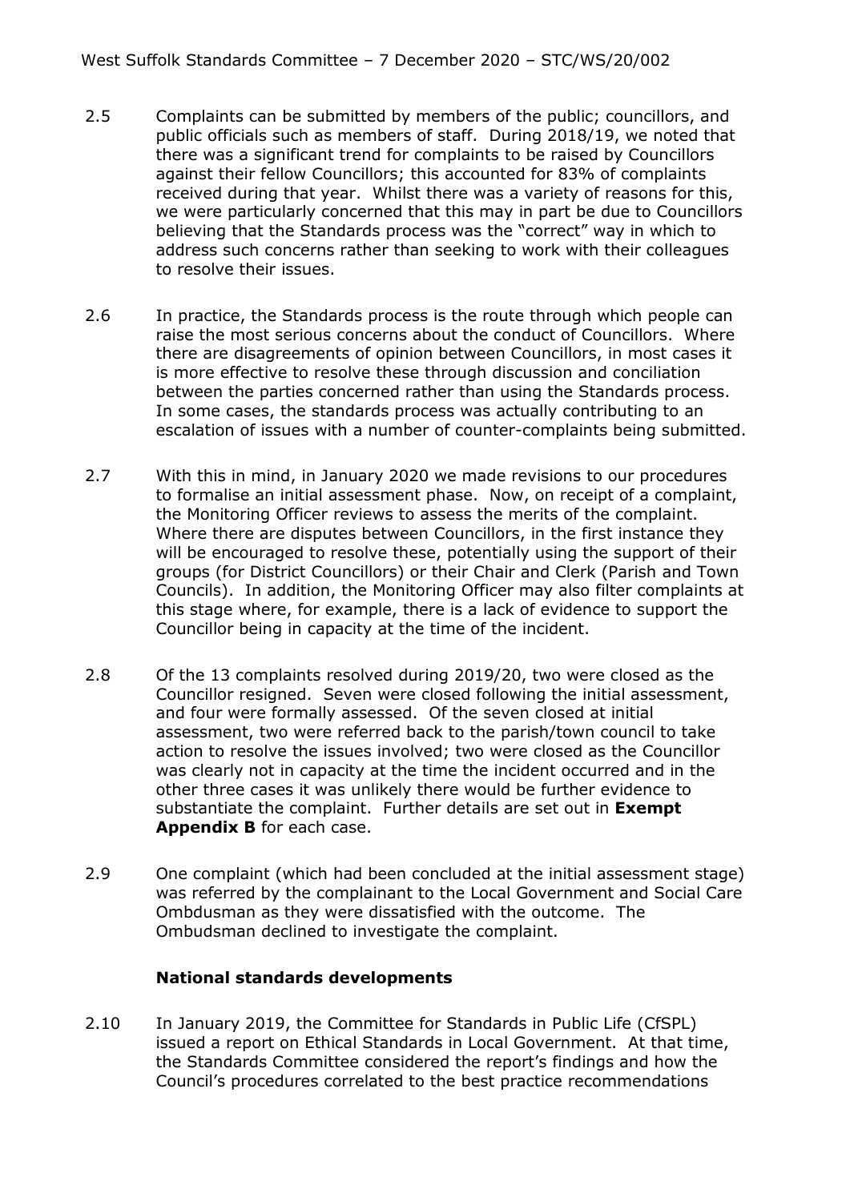2.5 Complaints can be submitted by members of the public; councillors, and public officials such as members of staff. During 2018/19, we noted that there was a significant trend for complaints to be raised by Councillors against their fellow Councillors; this accounted for 83% of complaints received during that year. Whilst there was a variety of reasons for this, we were particularly concerned that this may in part be due to Councillors believing that the Standards process was the "correct" way in which to address such concerns rather than seeking to work with their colleagues to resolve their issues.

2.6 In practice, the Standards process is the route through which people can raise the most serious concerns about the conduct of Councillors. Where there are disagreements of opinion between Councillors, in most cases it is more effective to resolve these through discussion and conciliation between the parties concerned rather than using the Standards process. In some cases, the standards process was actually contributing to an escalation of issues with a number of counter-complaints being submitted.

2.7 With this in mind, in January 2020 we made revisions to our procedures to formalise an initial assessment phase. Now, on receipt of a complaint, the Monitoring Officer reviews to assess the merits of the complaint. Where there are disputes between Councillors, in the first instance they will be encouraged to resolve these, potentially using the support of their groups (for District Councillors) or their Chair and Clerk (Parish and Town Councils). In addition, the Monitoring Officer may also filter complaints at this stage where, for example, there is a lack of evidence to support the Councillor being in capacity at the time of the incident.

2.8 Of the 13 complaints resolved during 2019/20, two were closed as the Councillor resigned. Seven were closed following the initial assessment, and four were formally assessed. Of the seven closed at initial assessment, two were referred back to the parish/town council to take action to resolve the issues involved; two were closed as the Councillor was clearly not in capacity at the time the incident occurred and in the other three cases it was unlikely there would be further evidence to substantiate the complaint. Further details are set out in **Exempt Appendix B** for each case.

2.9 One complaint (which had been concluded at the initial assessment stage) was referred by the complainant to the Local Government and Social Care Ombudsman as they were dissatisfied with the outcome. The Ombudsman declined to investigate the complaint.

**National standards developments**

2.10 In January 2019, the Committee for Standards in Public Life (CfSPL) issued a report on Ethical Standards in Local Government. At that time, the Standards Committee considered the report's findings and how the Council's procedures correlated to the best practice recommendations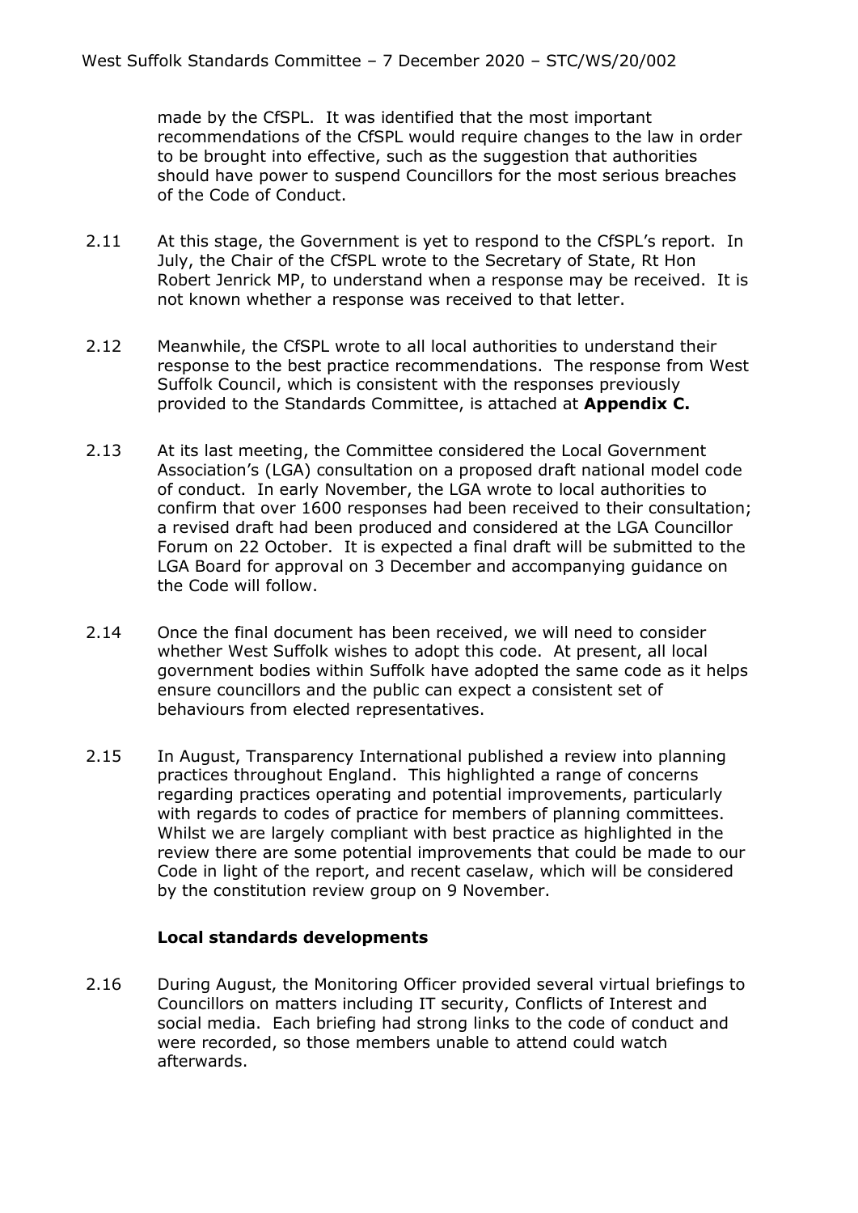made by the CfSPL. It was identified that the most important recommendations of the CfSPL would require changes to the law in order to be brought into effective, such as the suggestion that authorities should have power to suspend Councillors for the most serious breaches of the Code of Conduct.

2.11 At this stage, the Government is yet to respond to the CfSPL's report. In July, the Chair of the CfSPL wrote to the Secretary of State, Rt Hon Robert Jenrick MP, to understand when a response may be received. It is not known whether a response was received to that letter.

2.12 Meanwhile, the CfSPL wrote to all local authorities to understand their response to the best practice recommendations. The response from West Suffolk Council, which is consistent with the responses previously provided to the Standards Committee, is attached at **Appendix C.**

2.13 At its last meeting, the Committee considered the Local Government Association's (LGA) consultation on a proposed draft national model code of conduct. In early November, the LGA wrote to local authorities to confirm that over 1600 responses had been received to their consultation; a revised draft had been produced and considered at the LGA Councillor Forum on 22 October. It is expected a final draft will be submitted to the LGA Board for approval on 3 December and accompanying guidance on the Code will follow.

2.14 Once the final document has been received, we will need to consider whether West Suffolk wishes to adopt this code. At present, all local government bodies within Suffolk have adopted the same code as it helps ensure councillors and the public can expect a consistent set of behaviours from elected representatives.

2.15 In August, Transparency International published a review into planning practices throughout England. This highlighted a range of concerns regarding practices operating and potential improvements, particularly with regards to codes of practice for members of planning committees. Whilst we are largely compliant with best practice as highlighted in the review there are some potential improvements that could be made to our Code in light of the report, and recent caselaw, which will be considered by the constitution review group on 9 November.

### Local standards developments

2.16 During August, the Monitoring Officer provided several virtual briefings to Councillors on matters including IT security, Conflicts of Interest and social media. Each briefing had strong links to the code of conduct and were recorded, so those members unable to attend could watch afterwards.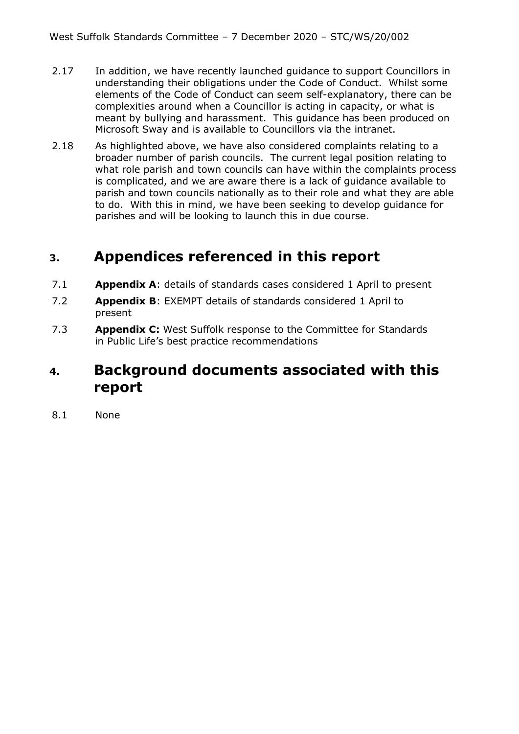2.17 In addition, we have recently launched guidance to support Councillors in understanding their obligations under the Code of Conduct. Whilst some elements of the Code of Conduct can seem self-explanatory, there can be complexities around when a Councillor is acting in capacity, or what is meant by bullying and harassment. This guidance has been produced on Microsoft Sway and is available to Councillors via the intranet.

2.18 As highlighted above, we have also considered complaints relating to a broader number of parish councils. The current legal position relating to what role parish and town councils can have within the complaints process is complicated, and we are aware there is a lack of guidance available to parish and town councils nationally as to their role and what they are able to do. With this in mind, we have been seeking to develop guidance for parishes and will be looking to launch this in due course.

## 3. Appendices referenced in this report

7.1 **Appendix A**: details of standards cases considered 1 April to present

7.2 **Appendix B**: EXEMPT details of standards considered 1 April to present

7.3 **Appendix C:** West Suffolk response to the Committee for Standards in Public Life's best practice recommendations

## 4. Background documents associated with this report

8.1 None